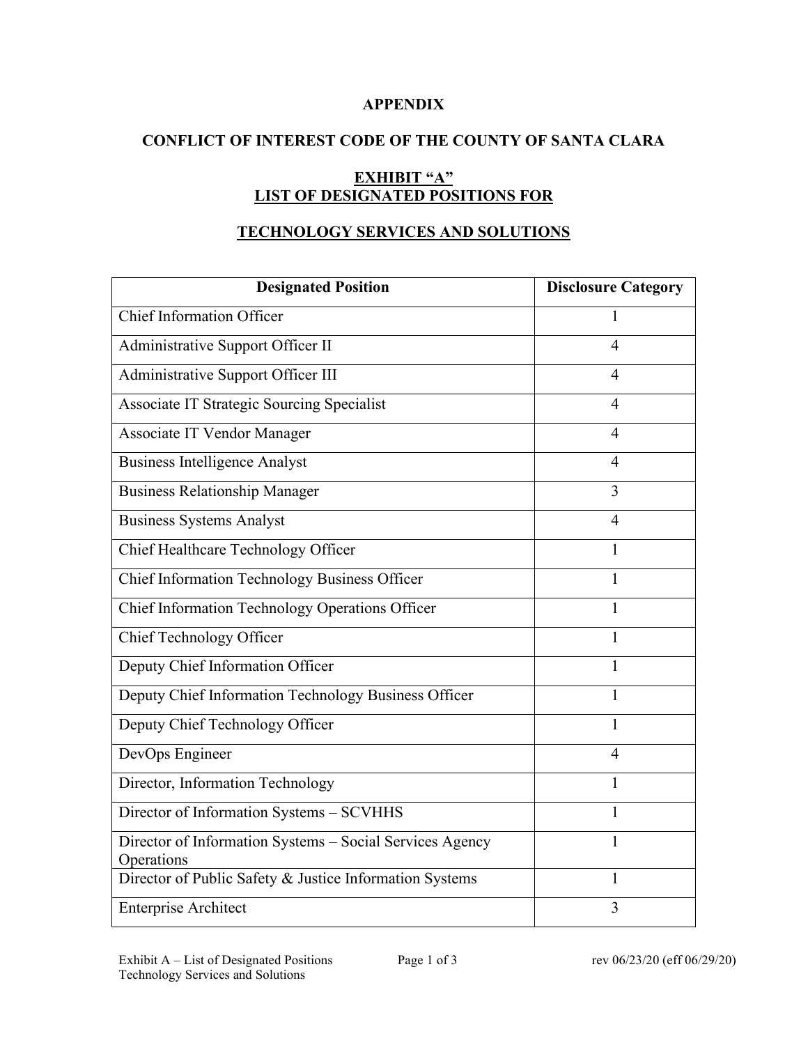**APPENDIX**

**CONFLICT OF INTEREST CODE OF THE COUNTY OF SANTA CLARA**

**EXHIBIT "A"**
**LIST OF DESIGNATED POSITIONS FOR**

**TECHNOLOGY SERVICES AND SOLUTIONS**

| Designated Position | Disclosure Category |
|---|---|
| Chief Information Officer | 1 |
| Administrative Support Officer II | 4 |
| Administrative Support Officer III | 4 |
| Associate IT Strategic Sourcing Specialist | 4 |
| Associate IT Vendor Manager | 4 |
| Business Intelligence Analyst | 4 |
| Business Relationship Manager | 3 |
| Business Systems Analyst | 4 |
| Chief Healthcare Technology Officer | 1 |
| Chief Information Technology Business Officer | 1 |
| Chief Information Technology Operations Officer | 1 |
| Chief Technology Officer | 1 |
| Deputy Chief Information Officer | 1 |
| Deputy Chief Information Technology Business Officer | 1 |
| Deputy Chief Technology Officer | 1 |
| DevOps Engineer | 4 |
| Director, Information Technology | 1 |
| Director of Information Systems – SCVHHS | 1 |
| Director of Information Systems – Social Services Agency Operations | 1 |
| Director of Public Safety & Justice Information Systems | 1 |
| Enterprise Architect | 3 |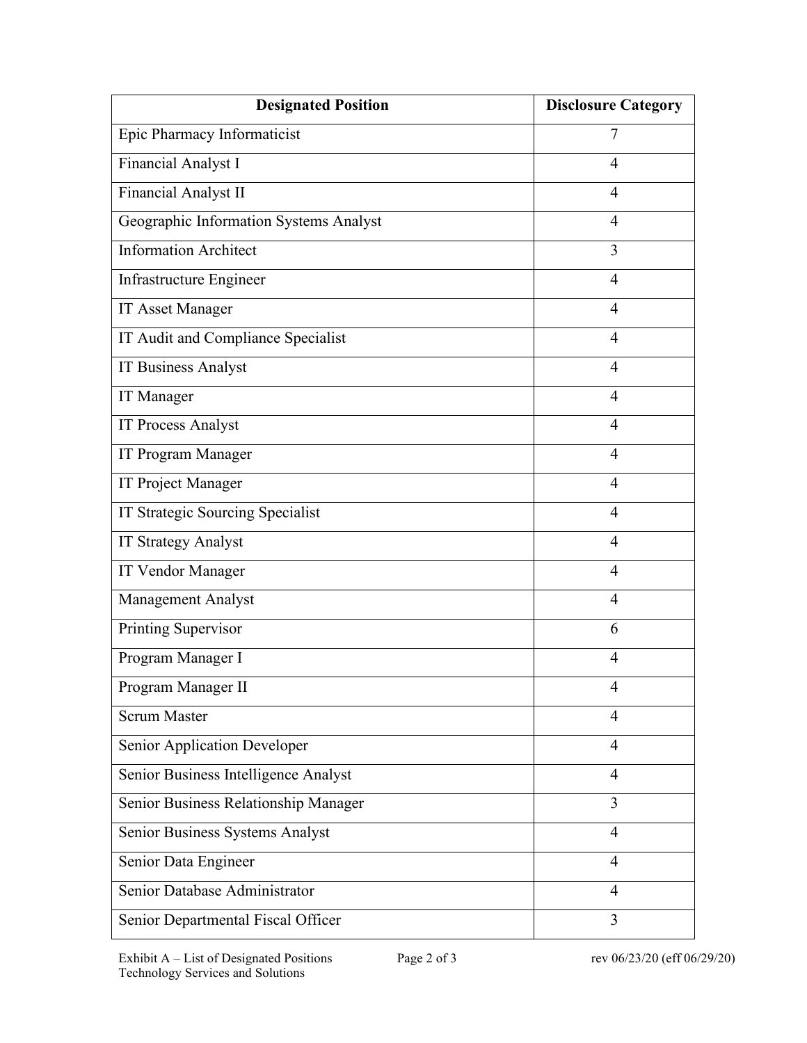| Designated Position | Disclosure Category |
|---|---|
| Epic Pharmacy Informaticist | 7 |
| Financial Analyst I | 4 |
| Financial Analyst II | 4 |
| Geographic Information Systems Analyst | 4 |
| Information Architect | 3 |
| Infrastructure Engineer | 4 |
| IT Asset Manager | 4 |
| IT Audit and Compliance Specialist | 4 |
| IT Business Analyst | 4 |
| IT Manager | 4 |
| IT Process Analyst | 4 |
| IT Program Manager | 4 |
| IT Project Manager | 4 |
| IT Strategic Sourcing Specialist | 4 |
| IT Strategy Analyst | 4 |
| IT Vendor Manager | 4 |
| Management Analyst | 4 |
| Printing Supervisor | 6 |
| Program Manager I | 4 |
| Program Manager II | 4 |
| Scrum Master | 4 |
| Senior Application Developer | 4 |
| Senior Business Intelligence Analyst | 4 |
| Senior Business Relationship Manager | 3 |
| Senior Business Systems Analyst | 4 |
| Senior Data Engineer | 4 |
| Senior Database Administrator | 4 |
| Senior Departmental Fiscal Officer | 3 |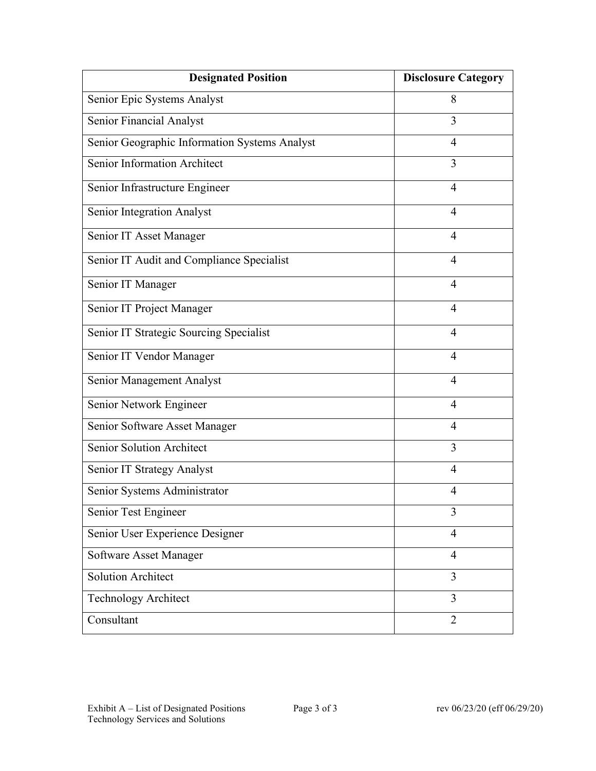| Designated Position | Disclosure Category |
| --- | --- |
| Senior Epic Systems Analyst | 8 |
| Senior Financial Analyst | 3 |
| Senior Geographic Information Systems Analyst | 4 |
| Senior Information Architect | 3 |
| Senior Infrastructure Engineer | 4 |
| Senior Integration Analyst | 4 |
| Senior IT Asset Manager | 4 |
| Senior IT Audit and Compliance Specialist | 4 |
| Senior IT Manager | 4 |
| Senior IT Project Manager | 4 |
| Senior IT Strategic Sourcing Specialist | 4 |
| Senior IT Vendor Manager | 4 |
| Senior Management Analyst | 4 |
| Senior Network Engineer | 4 |
| Senior Software Asset Manager | 4 |
| Senior Solution Architect | 3 |
| Senior IT Strategy Analyst | 4 |
| Senior Systems Administrator | 4 |
| Senior Test Engineer | 3 |
| Senior User Experience Designer | 4 |
| Software Asset Manager | 4 |
| Solution Architect | 3 |
| Technology Architect | 3 |
| Consultant | 2 |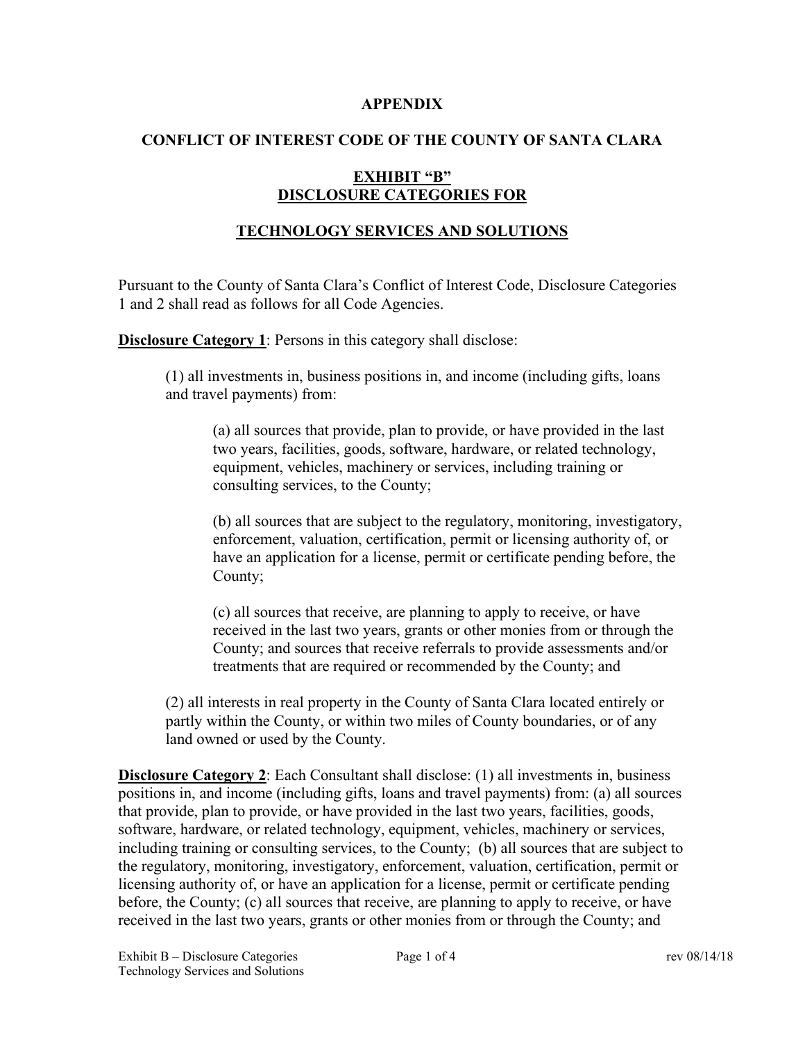**APPENDIX**

**CONFLICT OF INTEREST CODE OF THE COUNTY OF SANTA CLARA**

**EXHIBIT "B"**
**DISCLOSURE CATEGORIES FOR**

**TECHNOLOGY SERVICES AND SOLUTIONS**

Pursuant to the County of Santa Clara's Conflict of Interest Code, Disclosure Categories 1 and 2 shall read as follows for all Code Agencies.

**Disclosure Category 1**: Persons in this category shall disclose:

> (1) all investments in, business positions in, and income (including gifts, loans and travel payments) from:
>
> > (a) all sources that provide, plan to provide, or have provided in the last two years, facilities, goods, software, hardware, or related technology, equipment, vehicles, machinery or services, including training or consulting services, to the County;
> >
> > (b) all sources that are subject to the regulatory, monitoring, investigatory, enforcement, valuation, certification, permit or licensing authority of, or have an application for a license, permit or certificate pending before, the County;
> >
> > (c) all sources that receive, are planning to apply to receive, or have received in the last two years, grants or other monies from or through the County; and sources that receive referrals to provide assessments and/or treatments that are required or recommended by the County; and
>
> (2) all interests in real property in the County of Santa Clara located entirely or partly within the County, or within two miles of County boundaries, or of any land owned or used by the County.

**Disclosure Category 2**: Each Consultant shall disclose: (1) all investments in, business positions in, and income (including gifts, loans and travel payments) from: (a) all sources that provide, plan to provide, or have provided in the last two years, facilities, goods, software, hardware, or related technology, equipment, vehicles, machinery or services, including training or consulting services, to the County; (b) all sources that are subject to the regulatory, monitoring, investigatory, enforcement, valuation, certification, permit or licensing authority of, or have an application for a license, permit or certificate pending before, the County; (c) all sources that receive, are planning to apply to receive, or have received in the last two years, grants or other monies from or through the County; and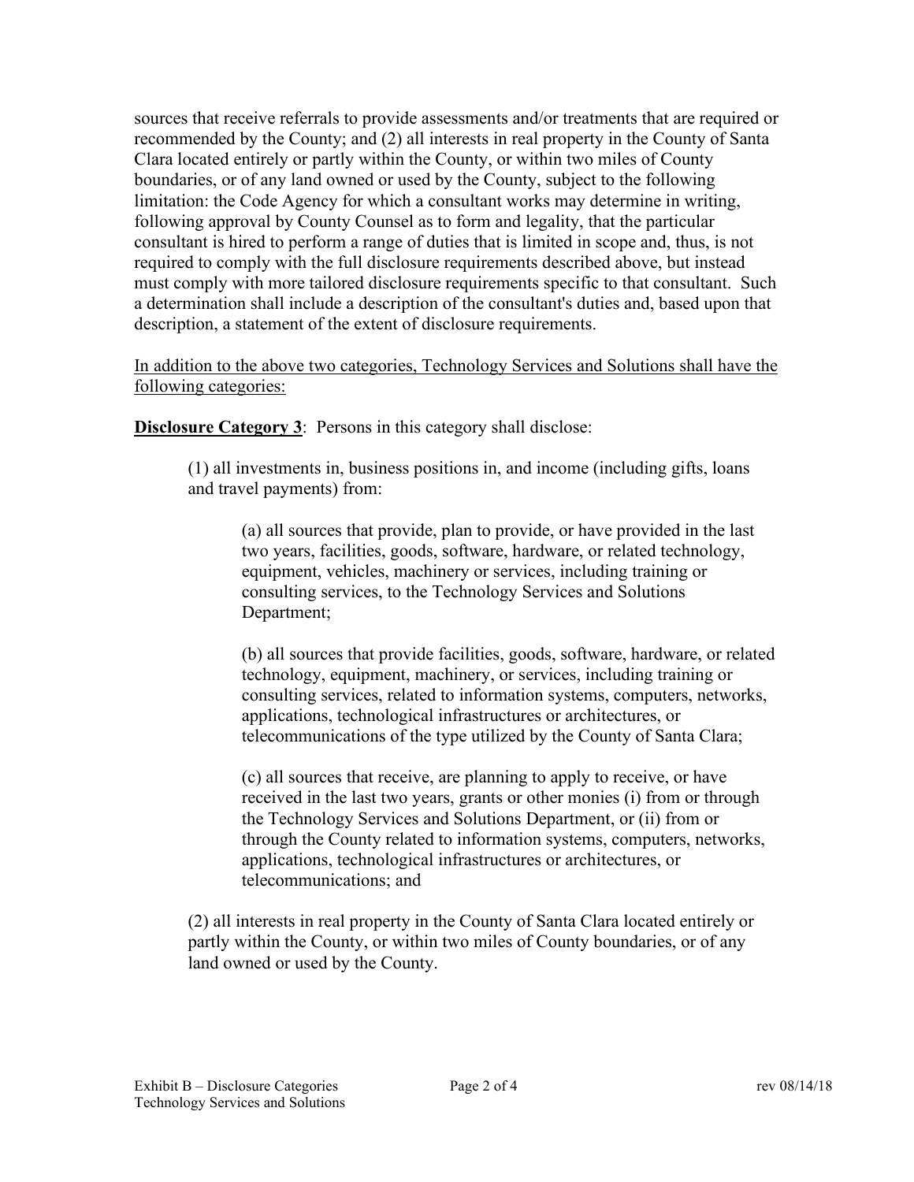sources that receive referrals to provide assessments and/or treatments that are required or recommended by the County; and (2) all interests in real property in the County of Santa Clara located entirely or partly within the County, or within two miles of County boundaries, or of any land owned or used by the County, subject to the following limitation: the Code Agency for which a consultant works may determine in writing, following approval by County Counsel as to form and legality, that the particular consultant is hired to perform a range of duties that is limited in scope and, thus, is not required to comply with the full disclosure requirements described above, but instead must comply with more tailored disclosure requirements specific to that consultant. Such a determination shall include a description of the consultant's duties and, based upon that description, a statement of the extent of disclosure requirements.

<u>In addition to the above two categories, Technology Services and Solutions shall have the following categories:</u>

**<u>Disclosure Category 3</u>**: Persons in this category shall disclose:

> (1) all investments in, business positions in, and income (including gifts, loans and travel payments) from:
>
> > (a) all sources that provide, plan to provide, or have provided in the last two years, facilities, goods, software, hardware, or related technology, equipment, vehicles, machinery or services, including training or consulting services, to the Technology Services and Solutions Department;
> >
> > (b) all sources that provide facilities, goods, software, hardware, or related technology, equipment, machinery, or services, including training or consulting services, related to information systems, computers, networks, applications, technological infrastructures or architectures, or telecommunications of the type utilized by the County of Santa Clara;
> >
> > (c) all sources that receive, are planning to apply to receive, or have received in the last two years, grants or other monies (i) from or through the Technology Services and Solutions Department, or (ii) from or through the County related to information systems, computers, networks, applications, technological infrastructures or architectures, or telecommunications; and
>
> (2) all interests in real property in the County of Santa Clara located entirely or partly within the County, or within two miles of County boundaries, or of any land owned or used by the County.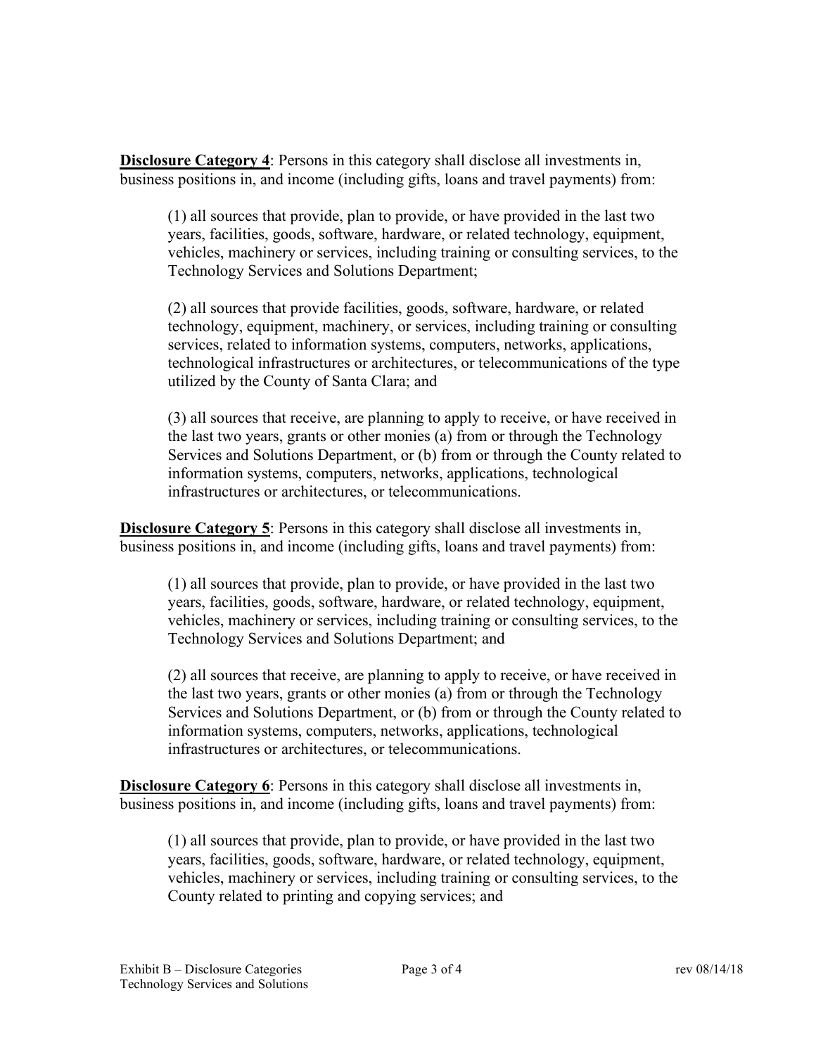**Disclosure Category 4**: Persons in this category shall disclose all investments in, business positions in, and income (including gifts, loans and travel payments) from:

(1) all sources that provide, plan to provide, or have provided in the last two years, facilities, goods, software, hardware, or related technology, equipment, vehicles, machinery or services, including training or consulting services, to the Technology Services and Solutions Department;

(2) all sources that provide facilities, goods, software, hardware, or related technology, equipment, machinery, or services, including training or consulting services, related to information systems, computers, networks, applications, technological infrastructures or architectures, or telecommunications of the type utilized by the County of Santa Clara; and

(3) all sources that receive, are planning to apply to receive, or have received in the last two years, grants or other monies (a) from or through the Technology Services and Solutions Department, or (b) from or through the County related to information systems, computers, networks, applications, technological infrastructures or architectures, or telecommunications.

**Disclosure Category 5**: Persons in this category shall disclose all investments in, business positions in, and income (including gifts, loans and travel payments) from:

(1) all sources that provide, plan to provide, or have provided in the last two years, facilities, goods, software, hardware, or related technology, equipment, vehicles, machinery or services, including training or consulting services, to the Technology Services and Solutions Department; and

(2) all sources that receive, are planning to apply to receive, or have received in the last two years, grants or other monies (a) from or through the Technology Services and Solutions Department, or (b) from or through the County related to information systems, computers, networks, applications, technological infrastructures or architectures, or telecommunications.

**Disclosure Category 6**: Persons in this category shall disclose all investments in, business positions in, and income (including gifts, loans and travel payments) from:

(1) all sources that provide, plan to provide, or have provided in the last two years, facilities, goods, software, hardware, or related technology, equipment, vehicles, machinery or services, including training or consulting services, to the County related to printing and copying services; and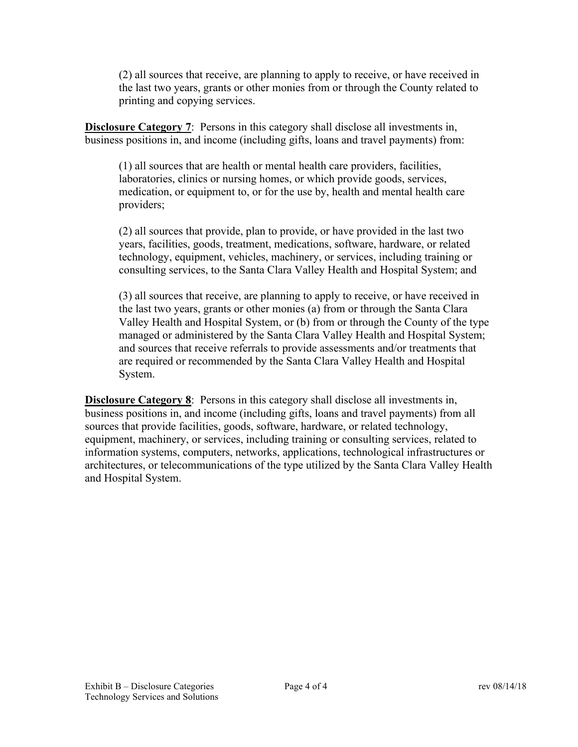(2) all sources that receive, are planning to apply to receive, or have received in the last two years, grants or other monies from or through the County related to printing and copying services.

**Disclosure Category 7**: Persons in this category shall disclose all investments in, business positions in, and income (including gifts, loans and travel payments) from:

(1) all sources that are health or mental health care providers, facilities, laboratories, clinics or nursing homes, or which provide goods, services, medication, or equipment to, or for the use by, health and mental health care providers;

(2) all sources that provide, plan to provide, or have provided in the last two years, facilities, goods, treatment, medications, software, hardware, or related technology, equipment, vehicles, machinery, or services, including training or consulting services, to the Santa Clara Valley Health and Hospital System; and

(3) all sources that receive, are planning to apply to receive, or have received in the last two years, grants or other monies (a) from or through the Santa Clara Valley Health and Hospital System, or (b) from or through the County of the type managed or administered by the Santa Clara Valley Health and Hospital System; and sources that receive referrals to provide assessments and/or treatments that are required or recommended by the Santa Clara Valley Health and Hospital System.

**Disclosure Category 8**: Persons in this category shall disclose all investments in, business positions in, and income (including gifts, loans and travel payments) from all sources that provide facilities, goods, software, hardware, or related technology, equipment, machinery, or services, including training or consulting services, related to information systems, computers, networks, applications, technological infrastructures or architectures, or telecommunications of the type utilized by the Santa Clara Valley Health and Hospital System.